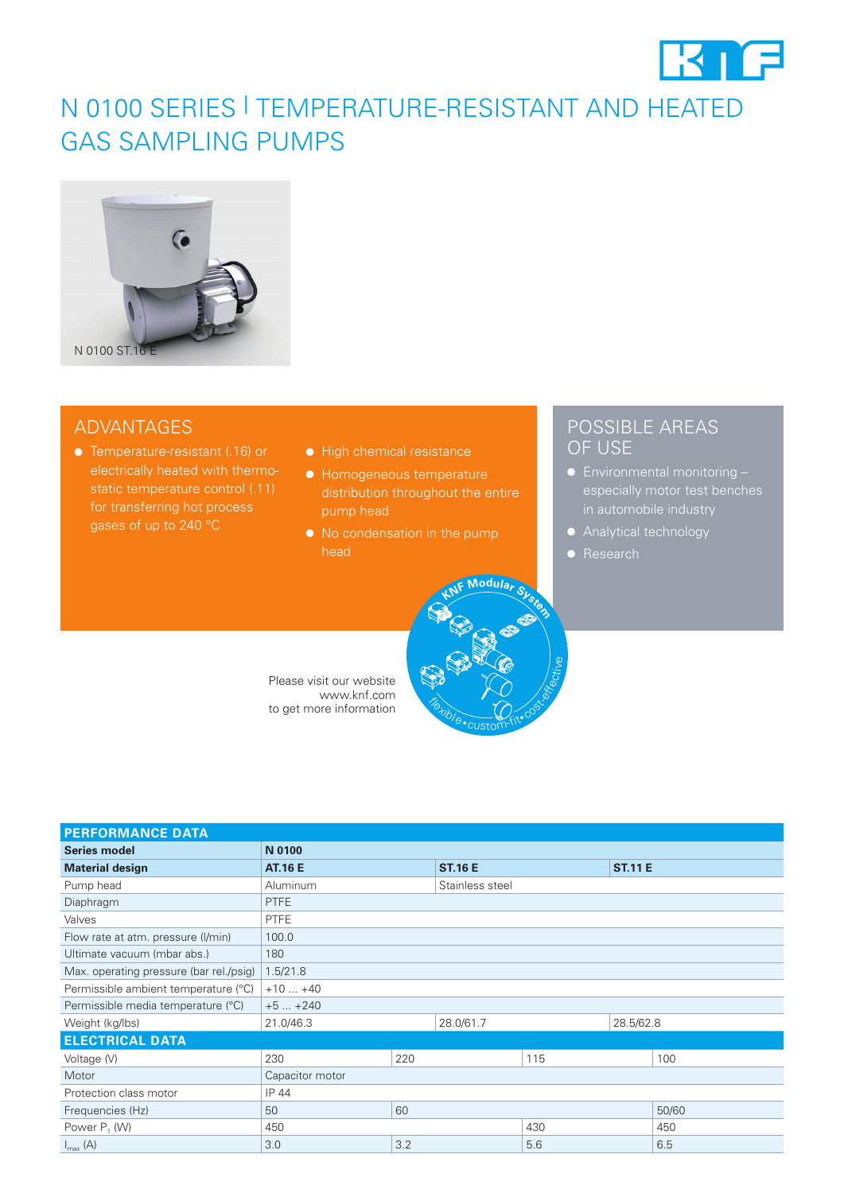# N 0100 SERIES | TEMPERATURE-RESISTANT AND HEATED GAS SAMPLING PUMPS

N 0100 ST.16 E

## ADVANTAGES

- Temperature-resistant (.16) or electrically heated with thermostatic temperature control (.11) for transferring hot process gases of up to 240 °C
- High chemical resistance
- Homogeneous temperature distribution throughout the entire pump head
- No condensation in the pump head

## POSSIBLE AREAS OF USE

- Environmental monitoring – especially motor test benches in automobile industry
- Analytical technology
- Research

KNF Modular System – flexible • custom-fit • cost-effective

Please visit our website www.knf.com to get more information

## PERFORMANCE DATA

| Series model | N 0100 | | |
|---|---|---|---|
| **Material design** | **AT.16 E** | **ST.16 E** | **ST.11 E** |
| Pump head | Aluminum | Stainless steel | |
| Diaphragm | PTFE | | |
| Valves | PTFE | | |
| Flow rate at atm. pressure (l/min) | 100.0 | | |
| Ultimate vacuum (mbar abs.) | 180 | | |
| Max. operating pressure (bar rel./psig) | 1.5/21.8 | | |
| Permissible ambient temperature (°C) | +10 ... +40 | | |
| Permissible media temperature (°C) | +5 ... +240 | | |
| Weight (kg/lbs) | 21.0/46.3 | 28.0/61.7 | 28.5/62.8 |

## ELECTRICAL DATA

| | | | | |
|---|---|---|---|---|
| Voltage (V) | 230 | 220 | 115 | 100 |
| Motor | Capacitor motor | | | |
| Protection class motor | IP 44 | | | |
| Frequencies (Hz) | 50 | 60 | | 50/60 |
| Power $P_1$ (W) | 450 | | 430 | 450 |
| $I_{max}$ (A) | 3.0 | 3.2 | 5.6 | 6.5 |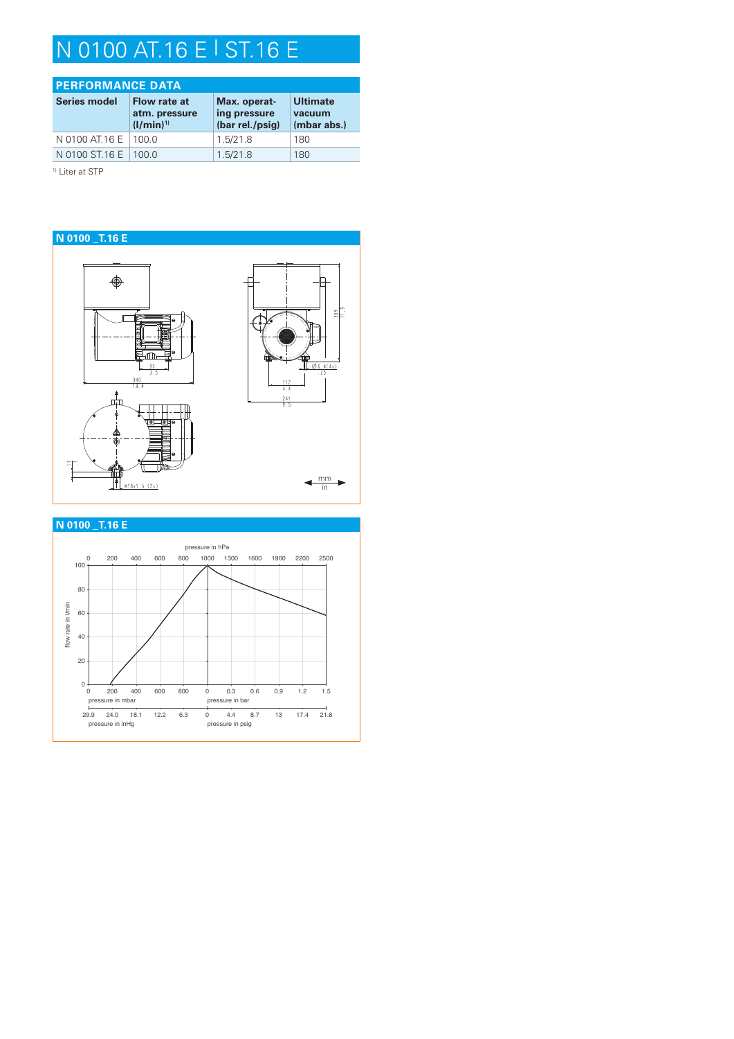# N 0100 AT.16 E I ST.16 E

## PERFORMANCE DATA

| Series model | Flow rate at atm. pressure (l/min)[1] | Max. operating pressure (bar rel./psig) | Ultimate vacuum (mbar abs.) |
|---|---|---|---|
| N 0100 AT.16 E | 100.0 | 1.5/21.8 | 180 |
| N 0100 ST.16 E | 100.0 | 1.5/21.8 | 180 |

[1] Liter at STP

## N 0100 _T.16 E

90 / 3.5
340 / 13.4
303 / 11.9
Ø 6.4 (4x) / .25
112 / 4.4
241 / 9.5
M18x1.5 (2x)
mm / in

## N 0100 _T.16 E

pressure in hPa: 0, 200, 400, 600, 800, 1000, 1300, 1600, 1900, 2200, 2500

flow rate in l/min: 0, 20, 40, 60, 80, 100

pressure in mbar: 0, 200, 400, 600, 800

pressure in bar: 0, 0.3, 0.6, 0.9, 1.2, 1.5

pressure in inHg: 29.9, 24.0, 18.1, 12.2, 6.3

pressure in psig: 0, 4.4, 8.7, 13, 17.4, 21.8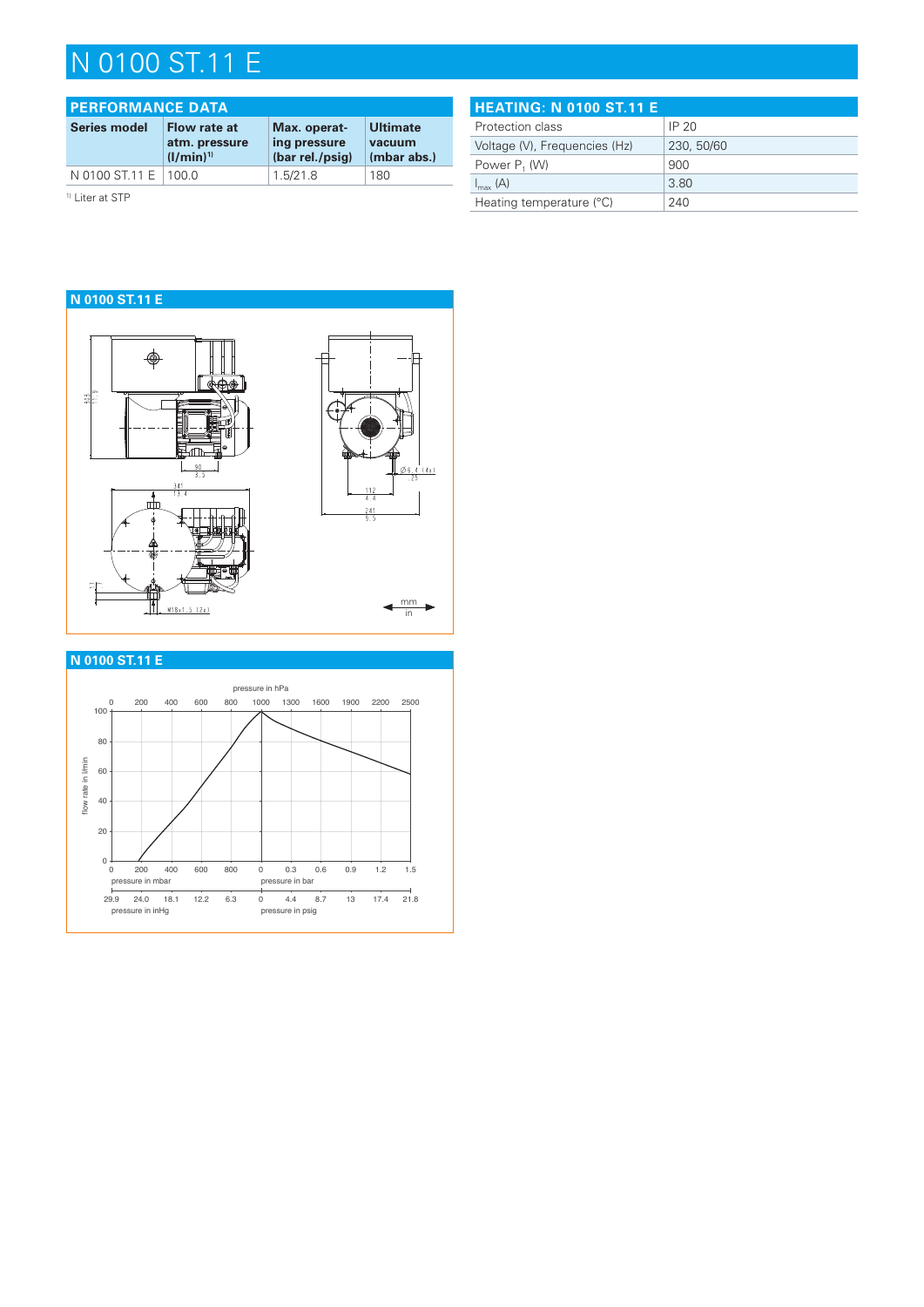# N 0100 ST.11 E

## PERFORMANCE DATA

| Series model | Flow rate at atm. pressure (l/min)[1] | Max. operating pressure (bar rel./psig) | Ultimate vacuum (mbar abs.) |
|---|---|---|---|
| N 0100 ST.11 E | 100.0 | 1.5/21.8 | 180 |

[1] Liter at STP

## HEATING: N 0100 ST.11 E

| | |
|---|---|
| Protection class | IP 20 |
| Voltage (V), Frequencies (Hz) | 230, 50/60 |
| Power $P_1$ (W) | 900 |
| $I_{max}$ (A) | 3.80 |
| Heating temperature (°C) | 240 |

## N 0100 ST.11 E

90 / 3.5

341 / 13.4

112 / 4.4

241 / 9.5

Ø6.4 (4x) / .25

M18x1.5 (2x)

mm / in

## N 0100 ST.11 E

pressure in hPa: 0, 200, 400, 600, 800, 1000, 1300, 1600, 1900, 2200, 2500

flow rate in l/min: 0, 20, 40, 60, 80, 100

pressure in mbar: 0, 200, 400, 600, 800

pressure in bar: 0, 0.3, 0.6, 0.9, 1.2, 1.5

pressure in inHg: 29.9, 24.0, 18.1, 12.2, 6.3

pressure in psig: 0, 4.4, 8.7, 13, 17.4, 21.8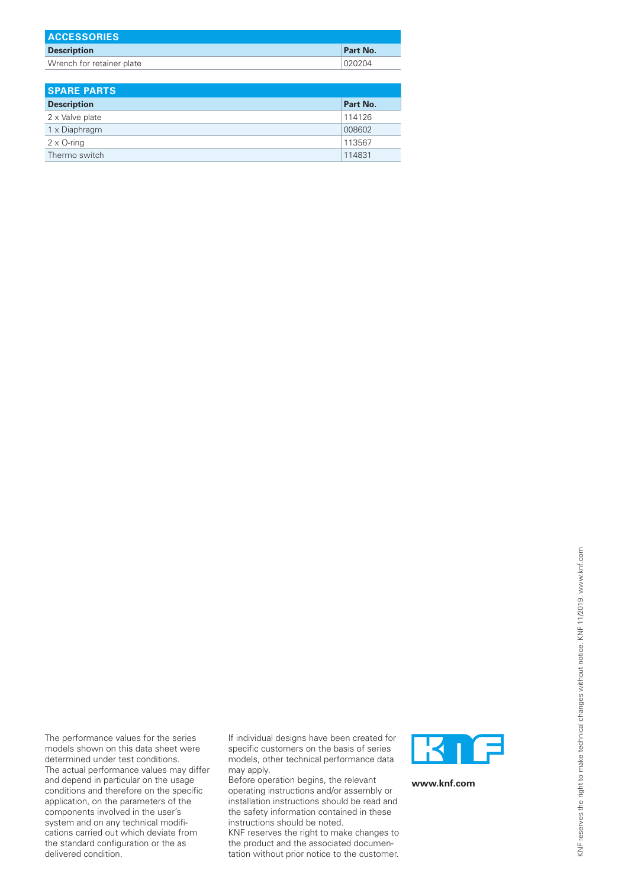## ACCESSORIES

| Description | Part No. |
|---|---|
| Wrench for retainer plate | 020204 |

## SPARE PARTS

| Description | Part No. |
|---|---|
| 2 x Valve plate | 114126 |
| 1 x Diaphragm | 008602 |
| 2 x O-ring | 113567 |
| Thermo switch | 114831 |

The performance values for the series models shown on this data sheet were determined under test conditions.
The actual performance values may differ and depend in particular on the usage conditions and therefore on the specific application, on the parameters of the components involved in the user's system and on any technical modifications carried out which deviate from the standard configuration or the as delivered condition.

If individual designs have been created for specific customers on the basis of series models, other technical performance data may apply.
Before operation begins, the relevant operating instructions and/or assembly or installation instructions should be read and the safety information contained in these instructions should be noted.
KNF reserves the right to make changes to the product and the associated documentation without prior notice to the customer.

KNF

**www.knf.com**

KNF reserves the right to make technical changes without notice. KNF 11/2019. www.knf.com